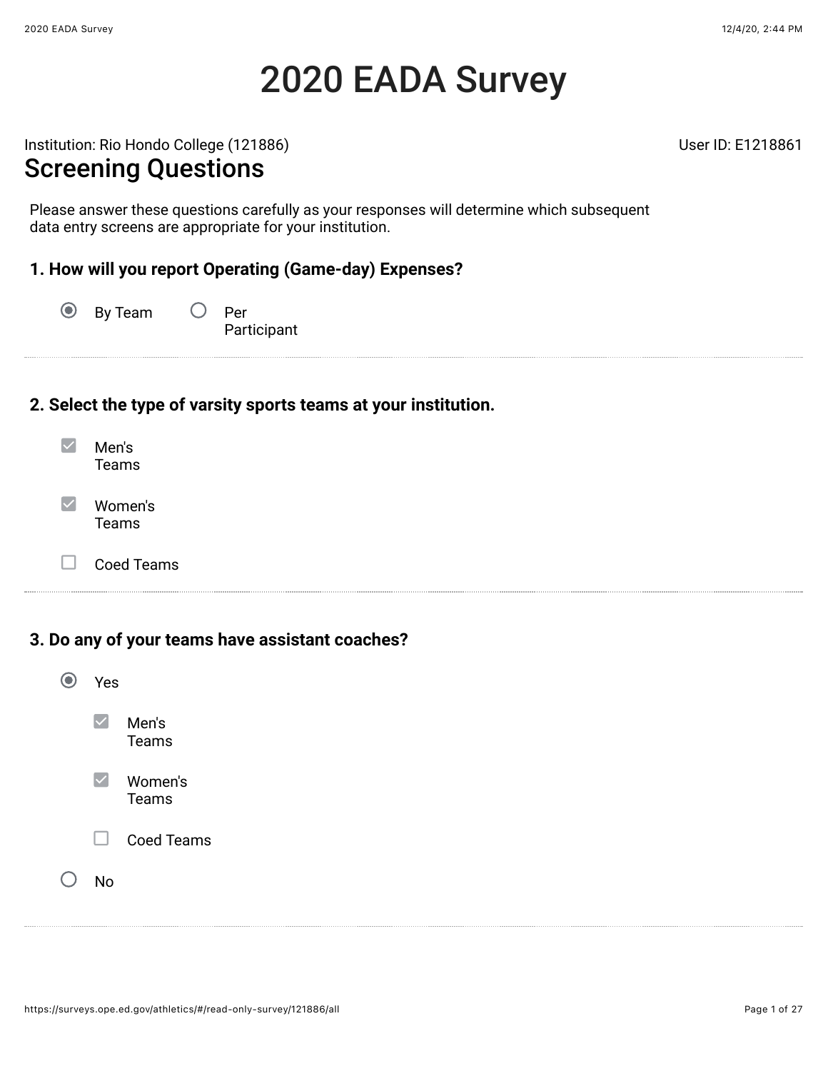# 2020 EADA Survey

Institution: Rio Hondo College (121886)

User ID: E1218861

## Screening Questions

Please answer these questions carefully as your responses will determine which subsequent data entry screens are appropriate for your institution.

### 1. How will you report Operating (Game-day) Expenses?

- (●) By Team
- ( ) Per Participant

---

### 2. Select the type of varsity sports teams at your institution.

- [x] Men's Teams
- [x] Women's Teams
- [ ] Coed Teams

---

### 3. Do any of your teams have assistant coaches?

- (●) Yes
  - [x] Men's Teams
  - [x] Women's Teams
  - [ ] Coed Teams
- ( ) No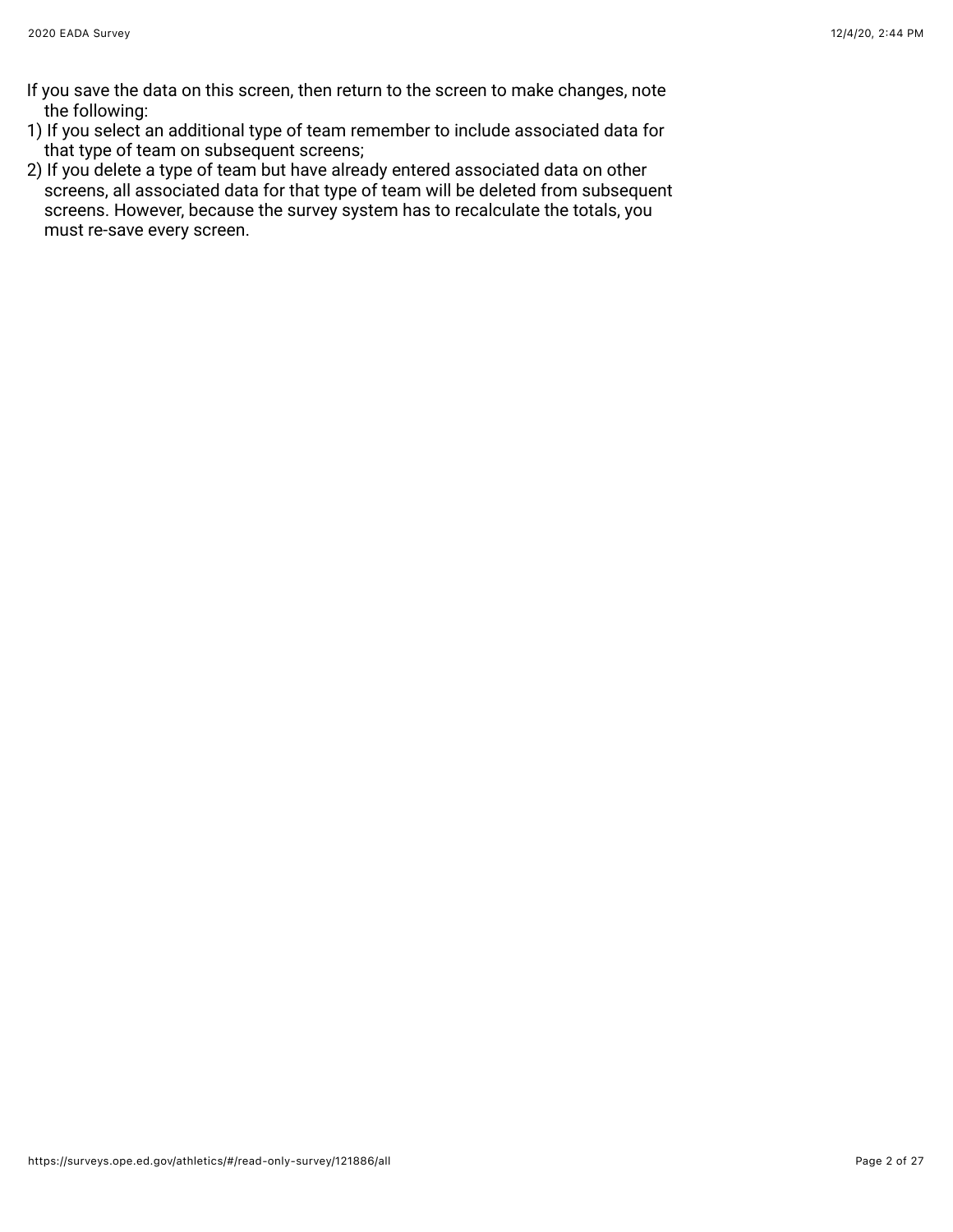If you save the data on this screen, then return to the screen to make changes, note the following:

1) If you select an additional type of team remember to include associated data for that type of team on subsequent screens;
2) If you delete a type of team but have already entered associated data on other screens, all associated data for that type of team will be deleted from subsequent screens. However, because the survey system has to recalculate the totals, you must re-save every screen.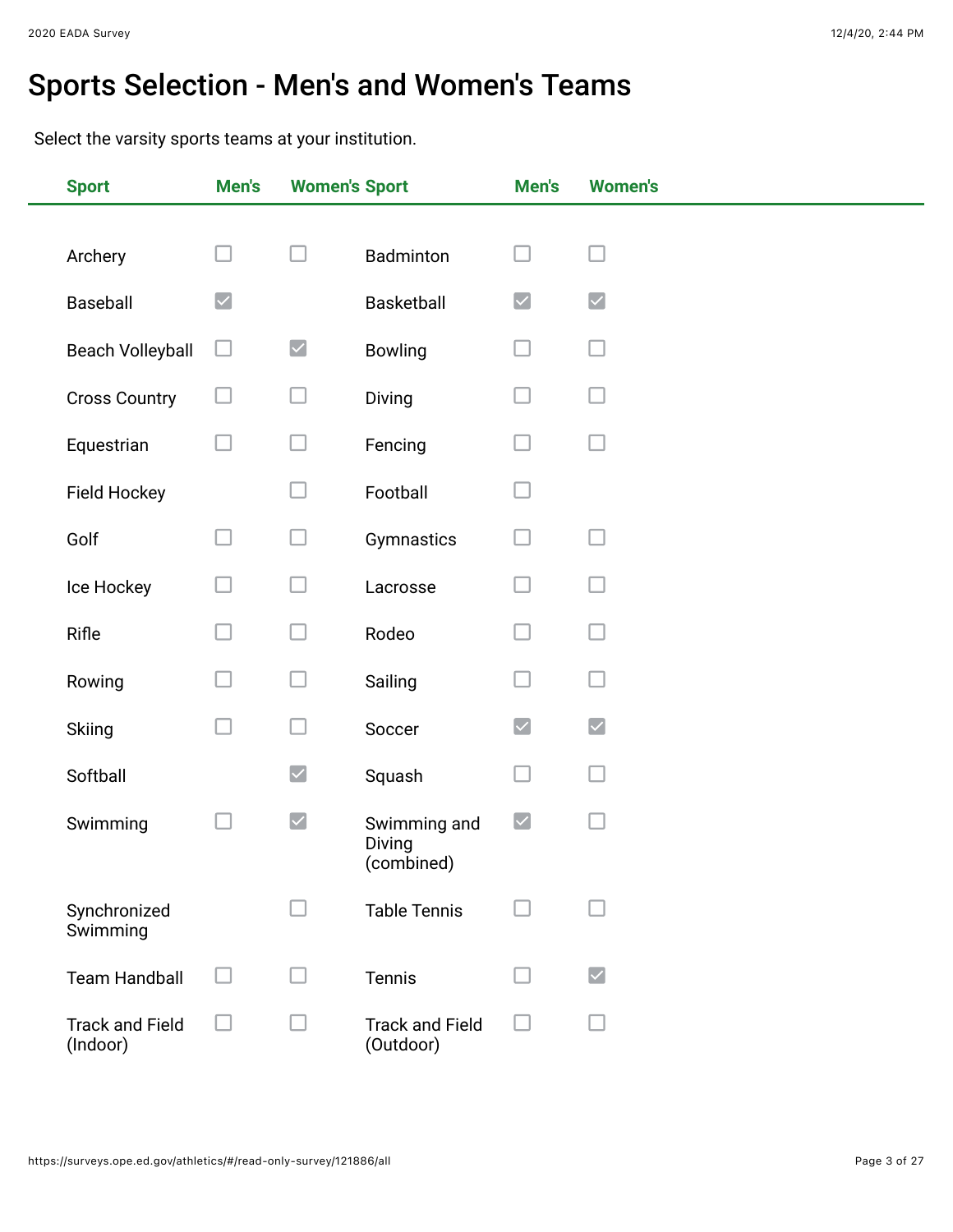# Sports Selection - Men's and Women's Teams

Select the varsity sports teams at your institution.

| Sport | Men's | Women's | Sport | Men's | Women's |
|---|---|---|---|---|---|
| Archery | ☐ | ☐ | Badminton | ☐ | ☐ |
| Baseball | ☑ | | Basketball | ☑ | ☑ |
| Beach Volleyball | ☐ | ☑ | Bowling | ☐ | ☐ |
| Cross Country | ☐ | ☐ | Diving | ☐ | ☐ |
| Equestrian | ☐ | ☐ | Fencing | ☐ | ☐ |
| Field Hockey | | ☐ | Football | ☐ | |
| Golf | ☐ | ☐ | Gymnastics | ☐ | ☐ |
| Ice Hockey | ☐ | ☐ | Lacrosse | ☐ | ☐ |
| Rifle | ☐ | ☐ | Rodeo | ☐ | ☐ |
| Rowing | ☐ | ☐ | Sailing | ☐ | ☐ |
| Skiing | ☐ | ☐ | Soccer | ☑ | ☑ |
| Softball | | ☑ | Squash | ☐ | ☐ |
| Swimming | ☐ | ☑ | Swimming and Diving (combined) | ☑ | ☐ |
| Synchronized Swimming | | ☐ | Table Tennis | ☐ | ☐ |
| Team Handball | ☐ | ☐ | Tennis | ☐ | ☑ |
| Track and Field (Indoor) | ☐ | ☐ | Track and Field (Outdoor) | ☐ | ☐ |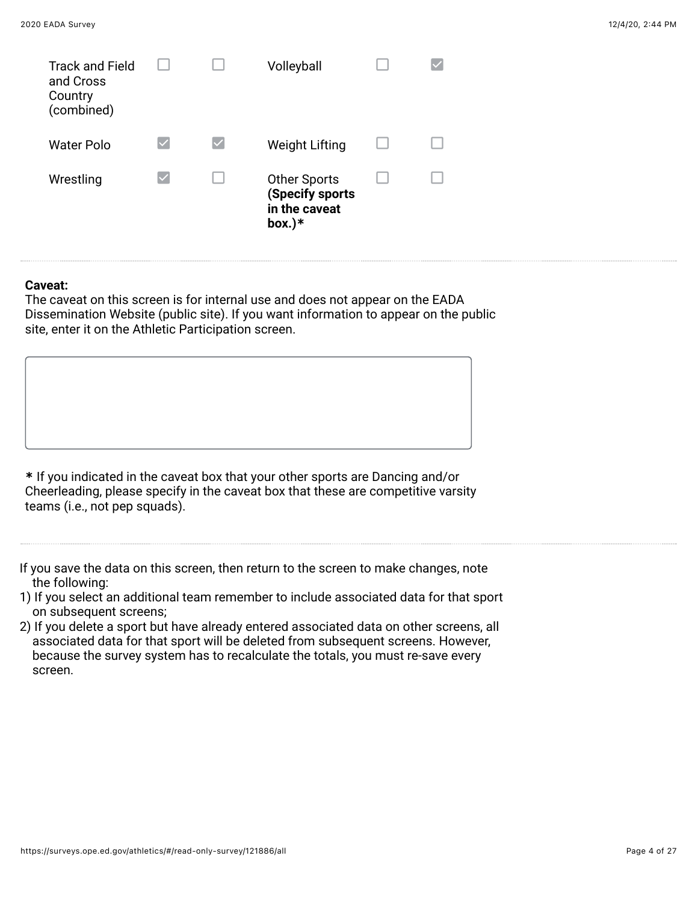| Sport | | | Sport | | |
|---|---|---|---|---|---|
| Track and Field and Cross Country (combined) | ☐ | ☐ | Volleyball | ☐ | ☑ |
| Water Polo | ☑ | ☑ | Weight Lifting | ☐ | ☐ |
| Wrestling | ☑ | ☐ | Other Sports **(Specify sports in the caveat box.)*** | ☐ | ☐ |

---

**Caveat:**
The caveat on this screen is for internal use and does not appear on the EADA Dissemination Website (public site). If you want information to appear on the public site, enter it on the Athletic Participation screen.

\* If you indicated in the caveat box that your other sports are Dancing and/or Cheerleading, please specify in the caveat box that these are competitive varsity teams (i.e., not pep squads).

---

If you save the data on this screen, then return to the screen to make changes, note the following:

1) If you select an additional team remember to include associated data for that sport on subsequent screens;
2) If you delete a sport but have already entered associated data on other screens, all associated data for that sport will be deleted from subsequent screens. However, because the survey system has to recalculate the totals, you must re-save every screen.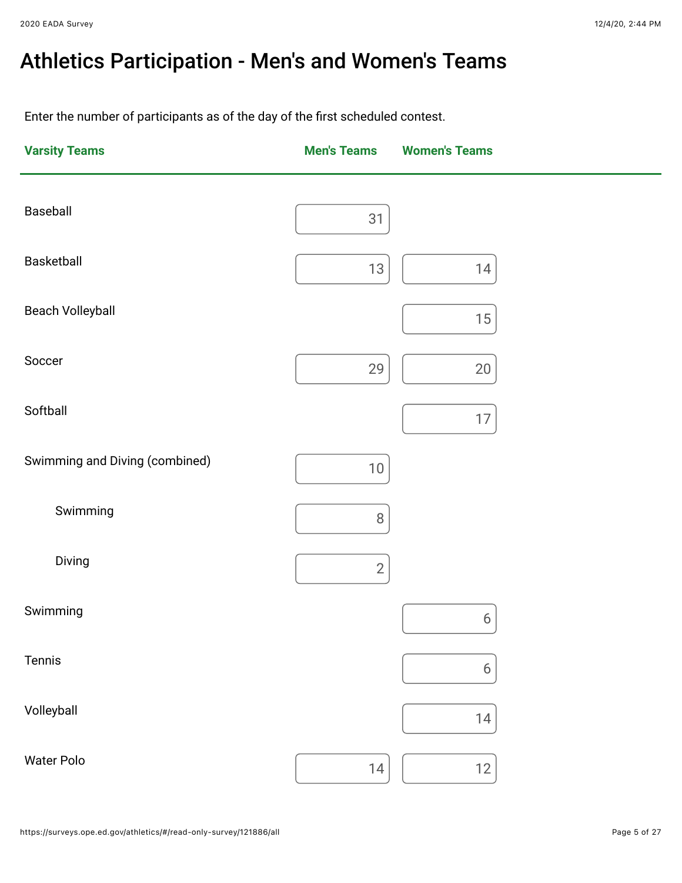# Athletics Participation - Men's and Women's Teams

Enter the number of participants as of the day of the first scheduled contest.

| Varsity Teams | Men's Teams | Women's Teams |
|---|---|---|
| Baseball | 31 | |
| Basketball | 13 | 14 |
| Beach Volleyball | | 15 |
| Soccer | 29 | 20 |
| Softball | | 17 |
| Swimming and Diving (combined) | 10 | |
| Swimming | 8 | |
| Diving | 2 | |
| Swimming | | 6 |
| Tennis | | 6 |
| Volleyball | | 14 |
| Water Polo | 14 | 12 |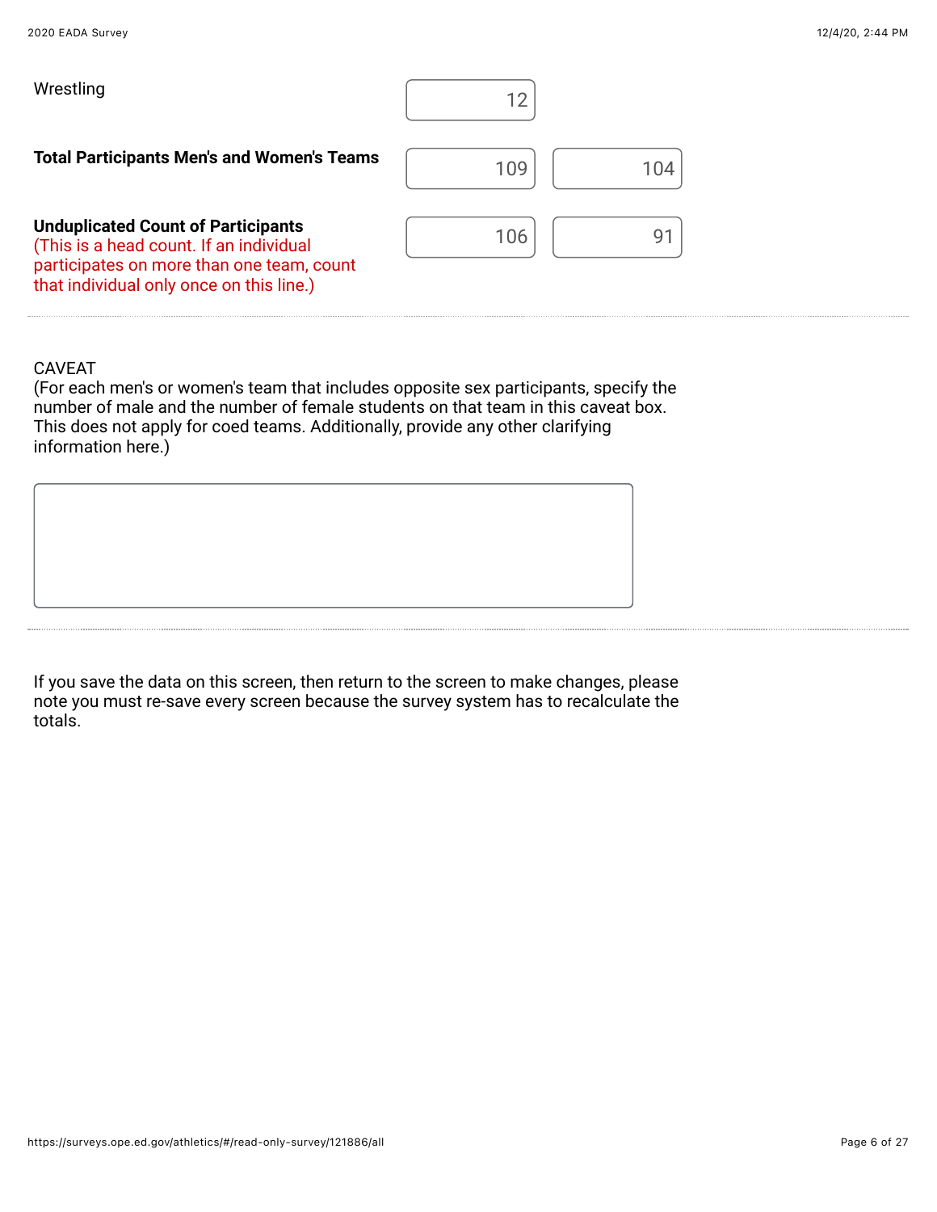| | | |
|---|---|---|
| Wrestling | 12 | |
| **Total Participants Men's and Women's Teams** | 109 | 104 |
| **Unduplicated Count of Participants** (This is a head count. If an individual participates on more than one team, count that individual only once on this line.) | 106 | 91 |

CAVEAT
(For each men's or women's team that includes opposite sex participants, specify the number of male and the number of female students on that team in this caveat box. This does not apply for coed teams. Additionally, provide any other clarifying information here.)

If you save the data on this screen, then return to the screen to make changes, please note you must re-save every screen because the survey system has to recalculate the totals.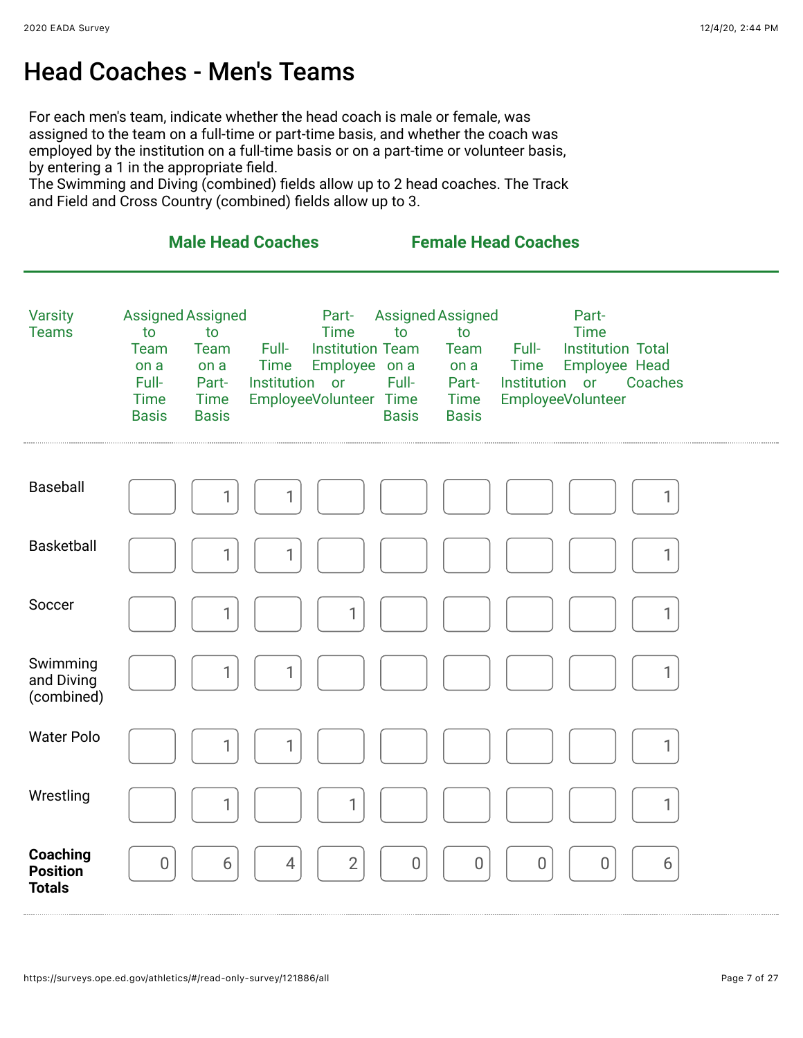# Head Coaches - Men's Teams

For each men's team, indicate whether the head coach is male or female, was assigned to the team on a full-time or part-time basis, and whether the coach was employed by the institution on a full-time basis or on a part-time or volunteer basis, by entering a 1 in the appropriate field.
The Swimming and Diving (combined) fields allow up to 2 head coaches. The Track and Field and Cross Country (combined) fields allow up to 3.

| | Male Head Coaches | | | | Female Head Coaches | | | | |
|---|---|---|---|---|---|---|---|---|---|
| Varsity Teams | Assigned to Team on a Full-Time Basis | Assigned to Team on a Part-Time Basis | Full-Time Institution Employee | Part-Time Institution Employee or Volunteer | Assigned to Team on a Full-Time Basis | Assigned to Team on a Part-Time Basis | Full-Time Institution Employee | Part-Time Institution Employee or Volunteer | Total Head Coaches |
| Baseball | | 1 | 1 | | | | | | 1 |
| Basketball | | 1 | 1 | | | | | | 1 |
| Soccer | | 1 | | 1 | | | | | 1 |
| Swimming and Diving (combined) | | 1 | 1 | | | | | | 1 |
| Water Polo | | 1 | 1 | | | | | | 1 |
| Wrestling | | 1 | | 1 | | | | | 1 |
| **Coaching Position Totals** | 0 | 6 | 4 | 2 | 0 | 0 | 0 | 0 | 6 |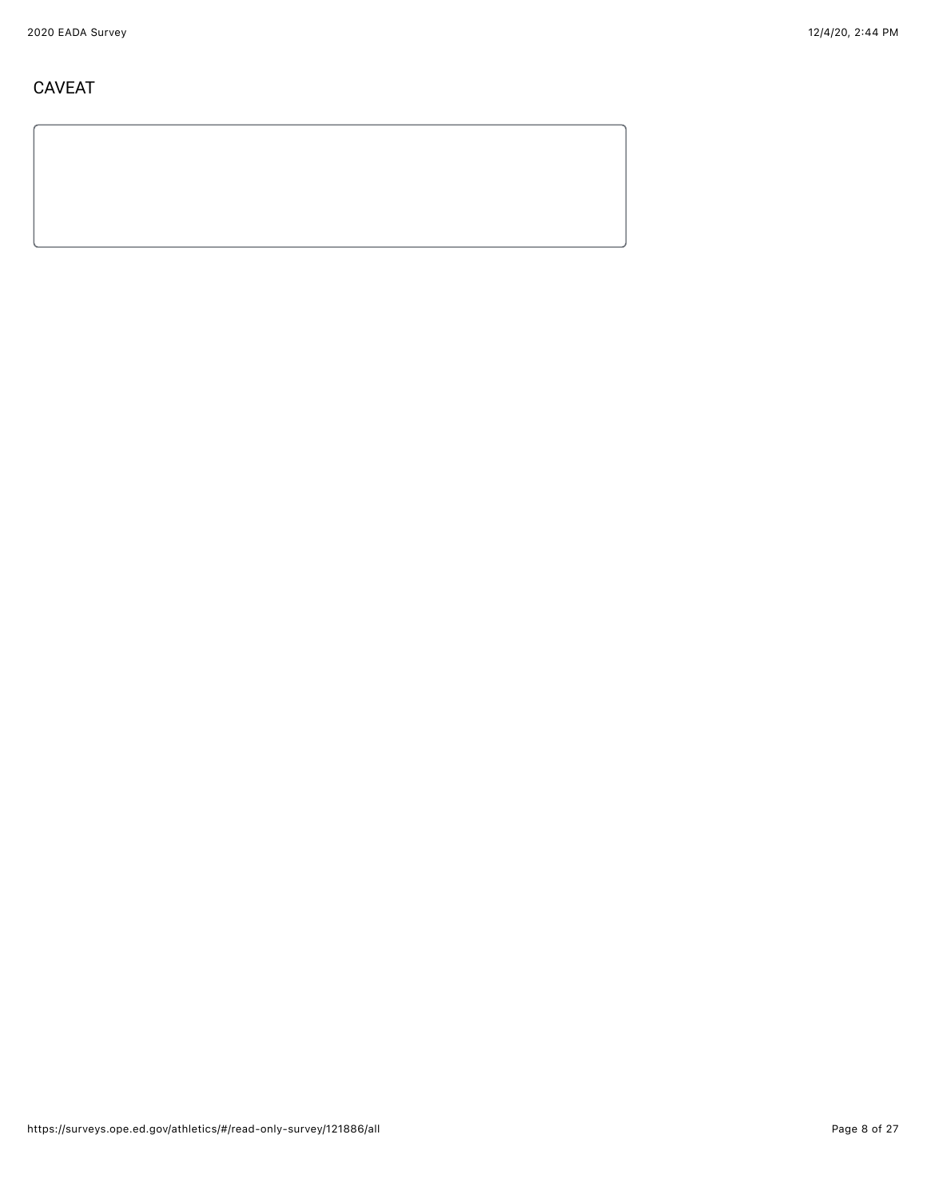CAVEAT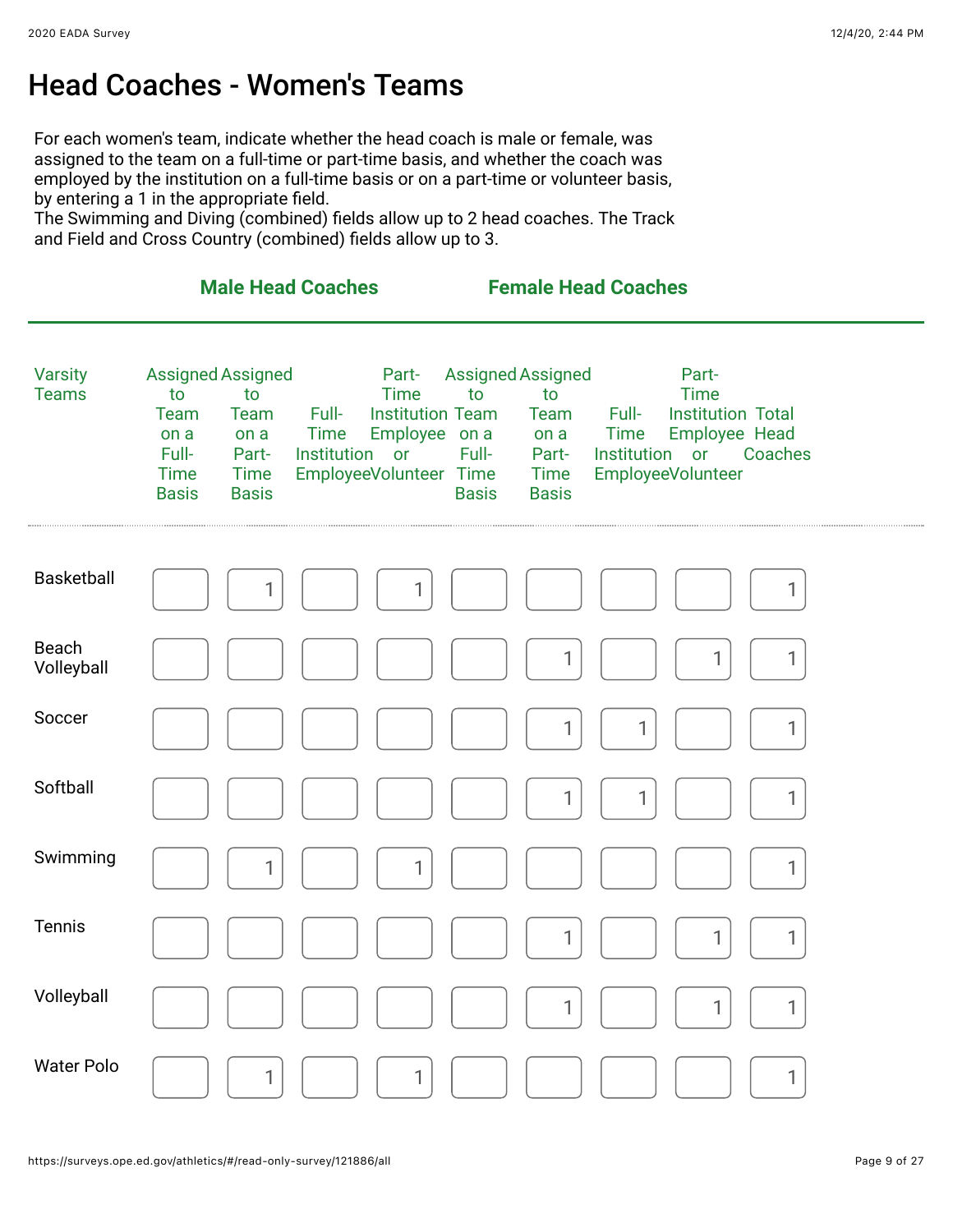# Head Coaches - Women's Teams

For each women's team, indicate whether the head coach is male or female, was assigned to the team on a full-time or part-time basis, and whether the coach was employed by the institution on a full-time basis or on a part-time or volunteer basis, by entering a 1 in the appropriate field.
The Swimming and Diving (combined) fields allow up to 2 head coaches. The Track and Field and Cross Country (combined) fields allow up to 3.

| Varsity Teams | Male Head Coaches | | | | Female Head Coaches | | | | |
|---|---|---|---|---|---|---|---|---|---|
| | Assigned to Team on a Full-Time Basis | Assigned to Team on a Part-Time Basis | Full-Time Institution Employee | Part-Time Institution Employee or Volunteer | Assigned to Team on a Full-Time Basis | Assigned to Team on a Part-Time Basis | Full-Time Institution Employee | Part-Time Institution Employee or Volunteer | Total Head Coaches |
| Basketball | | 1 | | 1 | | | | | 1 |
| Beach Volleyball | | | | | | 1 | | 1 | 1 |
| Soccer | | | | | | 1 | 1 | | 1 |
| Softball | | | | | | 1 | 1 | | 1 |
| Swimming | | 1 | | 1 | | | | | 1 |
| Tennis | | | | | | 1 | | 1 | 1 |
| Volleyball | | | | | | 1 | | 1 | 1 |
| Water Polo | | 1 | | 1 | | | | | 1 |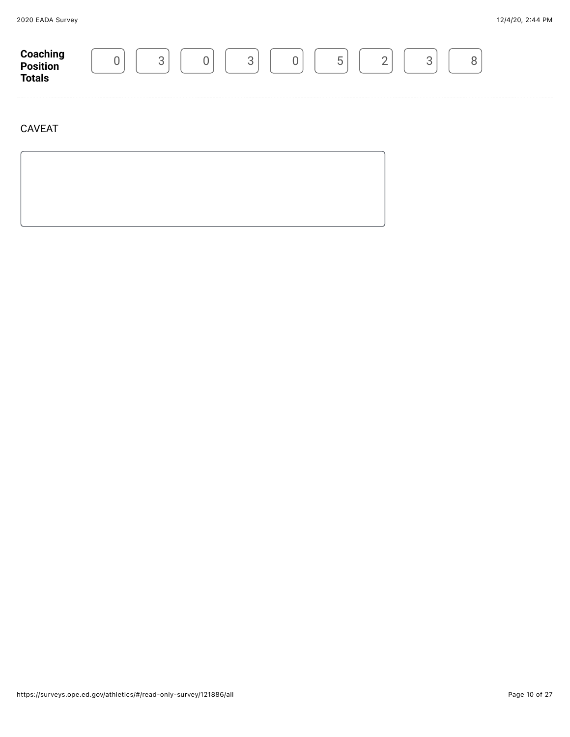| Coaching Position Totals | 0 | 3 | 0 | 3 | 0 | 5 | 2 | 3 | 8 |
|---|---|---|---|---|---|---|---|---|---|

CAVEAT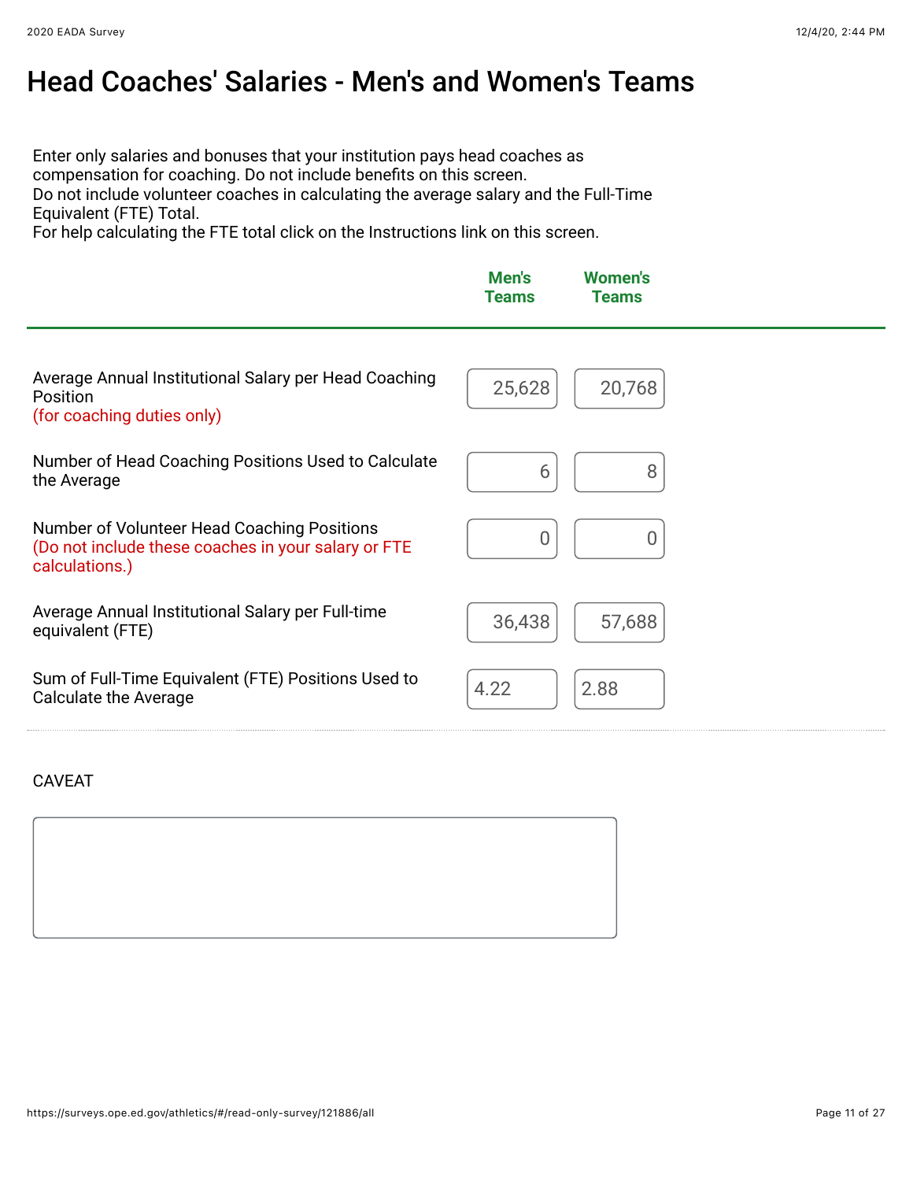# Head Coaches' Salaries - Men's and Women's Teams

Enter only salaries and bonuses that your institution pays head coaches as compensation for coaching. Do not include benefits on this screen.
Do not include volunteer coaches in calculating the average salary and the Full-Time Equivalent (FTE) Total.
For help calculating the FTE total click on the Instructions link on this screen.

| | Men's Teams | Women's Teams |
|---|---|---|
| Average Annual Institutional Salary per Head Coaching Position (for coaching duties only) | 25,628 | 20,768 |
| Number of Head Coaching Positions Used to Calculate the Average | 6 | 8 |
| Number of Volunteer Head Coaching Positions (Do not include these coaches in your salary or FTE calculations.) | 0 | 0 |
| Average Annual Institutional Salary per Full-time equivalent (FTE) | 36,438 | 57,688 |
| Sum of Full-Time Equivalent (FTE) Positions Used to Calculate the Average | 4.22 | 2.88 |

CAVEAT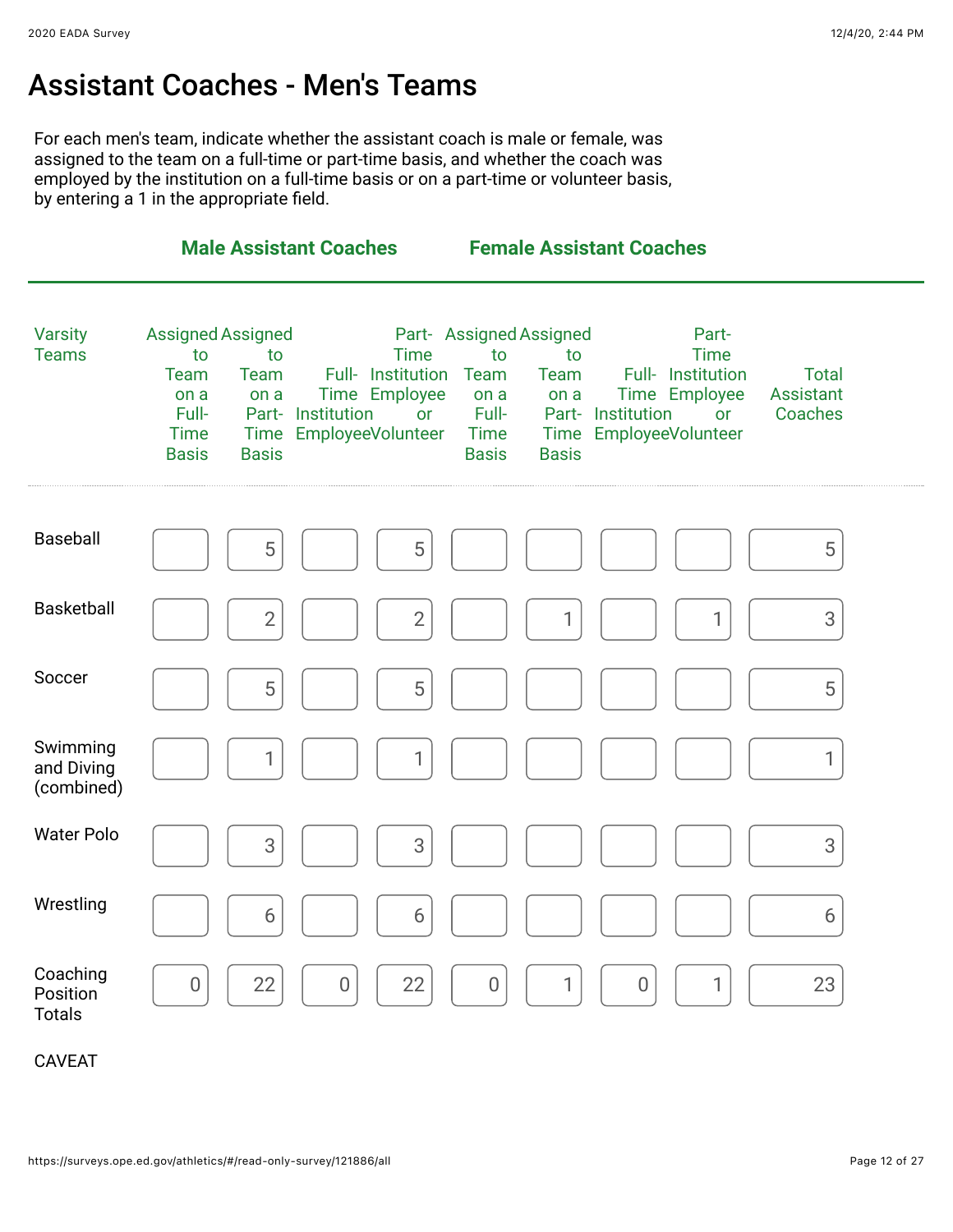# Assistant Coaches - Men's Teams

For each men's team, indicate whether the assistant coach is male or female, was assigned to the team on a full-time or part-time basis, and whether the coach was employed by the institution on a full-time basis or on a part-time or volunteer basis, by entering a 1 in the appropriate field.

| | Male Assistant Coaches | | | | Female Assistant Coaches | | | | |
|---|---|---|---|---|---|---|---|---|---|
| Varsity Teams | Assigned to Team on a Full-Time Basis | Assigned to Team on a Part-Time Basis | Full-Time Institution Employee | Part-Time Institution Employee or Volunteer | Assigned to Team on a Full-Time Basis | Assigned to Team on a Part-Time Basis | Full-Time Institution Employee | Part-Time Institution Employee or Volunteer | Total Assistant Coaches |
| Baseball | | 5 | | 5 | | | | | 5 |
| Basketball | | 2 | | 2 | | 1 | | 1 | 3 |
| Soccer | | 5 | | 5 | | | | | 5 |
| Swimming and Diving (combined) | | 1 | | 1 | | | | | 1 |
| Water Polo | | 3 | | 3 | | | | | 3 |
| Wrestling | | 6 | | 6 | | | | | 6 |
| Coaching Position Totals | 0 | 22 | 0 | 22 | 0 | 1 | 0 | 1 | 23 |

CAVEAT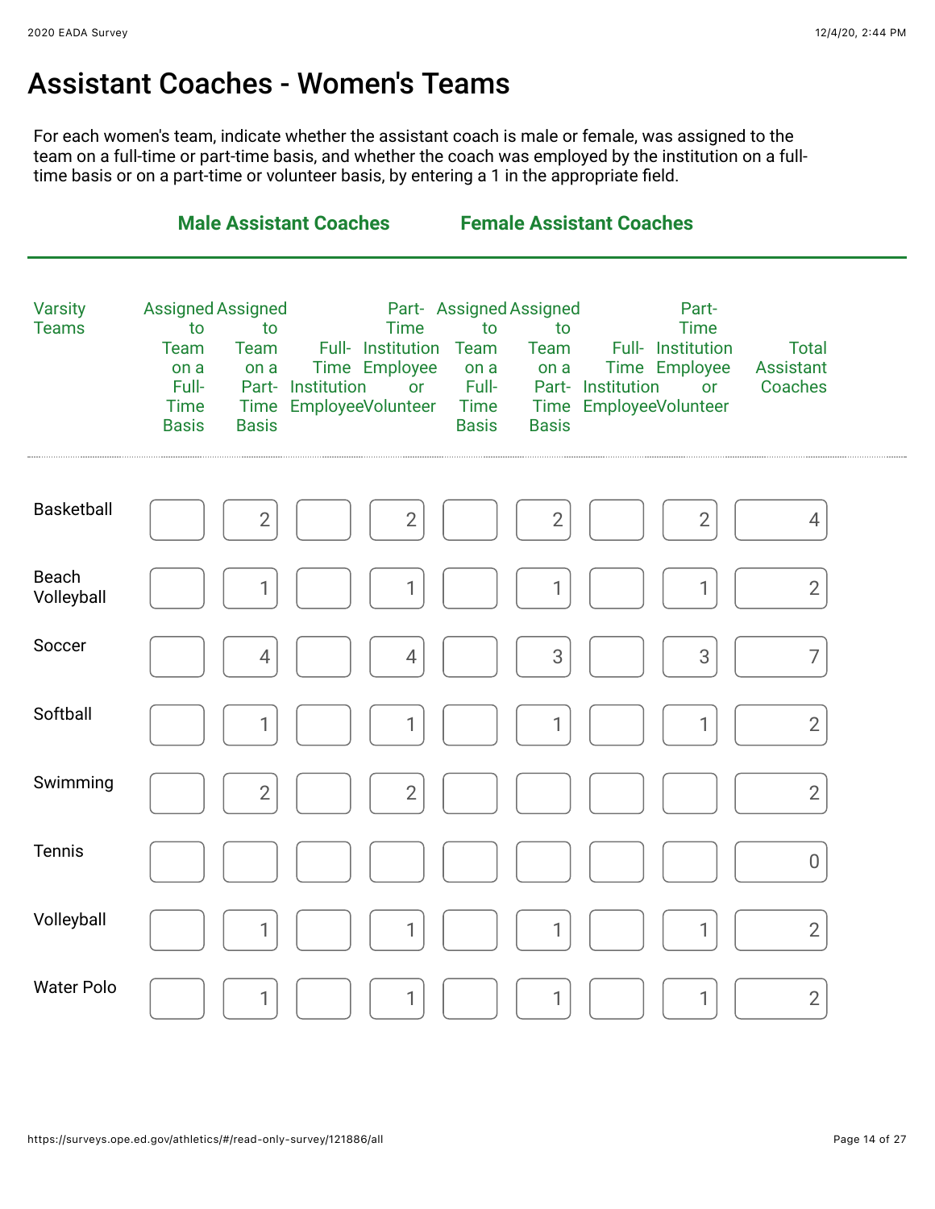# Assistant Coaches - Women's Teams

For each women's team, indicate whether the assistant coach is male or female, was assigned to the team on a full-time or part-time basis, and whether the coach was employed by the institution on a full-time basis or on a part-time or volunteer basis, by entering a 1 in the appropriate field.

| | Male Assistant Coaches | | | | Female Assistant Coaches | | | | |
|---|---|---|---|---|---|---|---|---|---|
| Varsity Teams | Assigned to Team on a Full-Time Basis | Assigned to Team on a Part-Time Basis | Full-Time Institution Employee | Part-Time Institution Employee or Volunteer | Assigned to Team on a Full-Time Basis | Assigned to Team on a Part-Time Basis | Full-Time Institution Employee | Part-Time Institution Employee or Volunteer | Total Assistant Coaches |
| Basketball | | 2 | | 2 | | 2 | | 2 | 4 |
| Beach Volleyball | | 1 | | 1 | | 1 | | 1 | 2 |
| Soccer | | 4 | | 4 | | 3 | | 3 | 7 |
| Softball | | 1 | | 1 | | 1 | | 1 | 2 |
| Swimming | | 2 | | 2 | | | | | 2 |
| Tennis | | | | | | | | | 0 |
| Volleyball | | 1 | | 1 | | 1 | | 1 | 2 |
| Water Polo | | 1 | | 1 | | 1 | | 1 | 2 |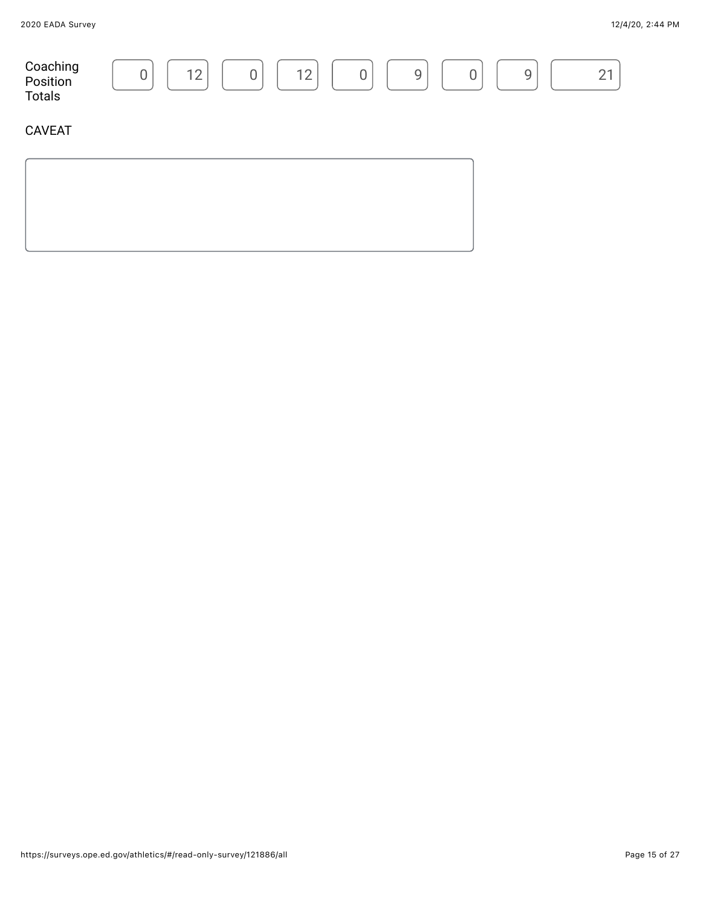| Coaching Position Totals | 0 | 12 | 0 | 12 | 0 | 9 | 0 | 9 | 21 |
| --- | --- | --- | --- | --- | --- | --- | --- | --- | --- |

CAVEAT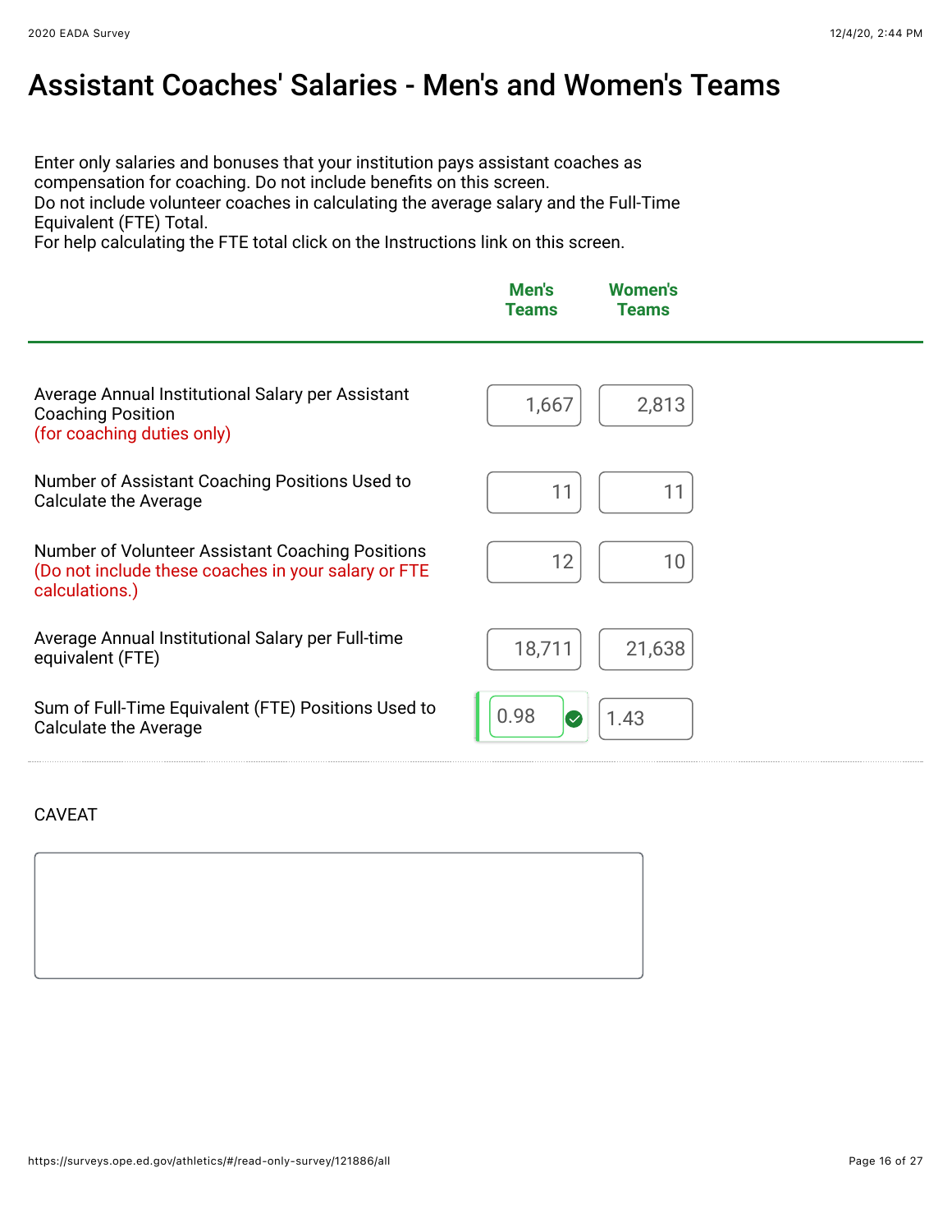# Assistant Coaches' Salaries - Men's and Women's Teams

Enter only salaries and bonuses that your institution pays assistant coaches as compensation for coaching. Do not include benefits on this screen.
Do not include volunteer coaches in calculating the average salary and the Full-Time Equivalent (FTE) Total.
For help calculating the FTE total click on the Instructions link on this screen.

| | Men's Teams | Women's Teams |
|---|---|---|
| Average Annual Institutional Salary per Assistant Coaching Position (for coaching duties only) | 1,667 | 2,813 |
| Number of Assistant Coaching Positions Used to Calculate the Average | 11 | 11 |
| Number of Volunteer Assistant Coaching Positions (Do not include these coaches in your salary or FTE calculations.) | 12 | 10 |
| Average Annual Institutional Salary per Full-time equivalent (FTE) | 18,711 | 21,638 |
| Sum of Full-Time Equivalent (FTE) Positions Used to Calculate the Average | 0.98 | 1.43 |

CAVEAT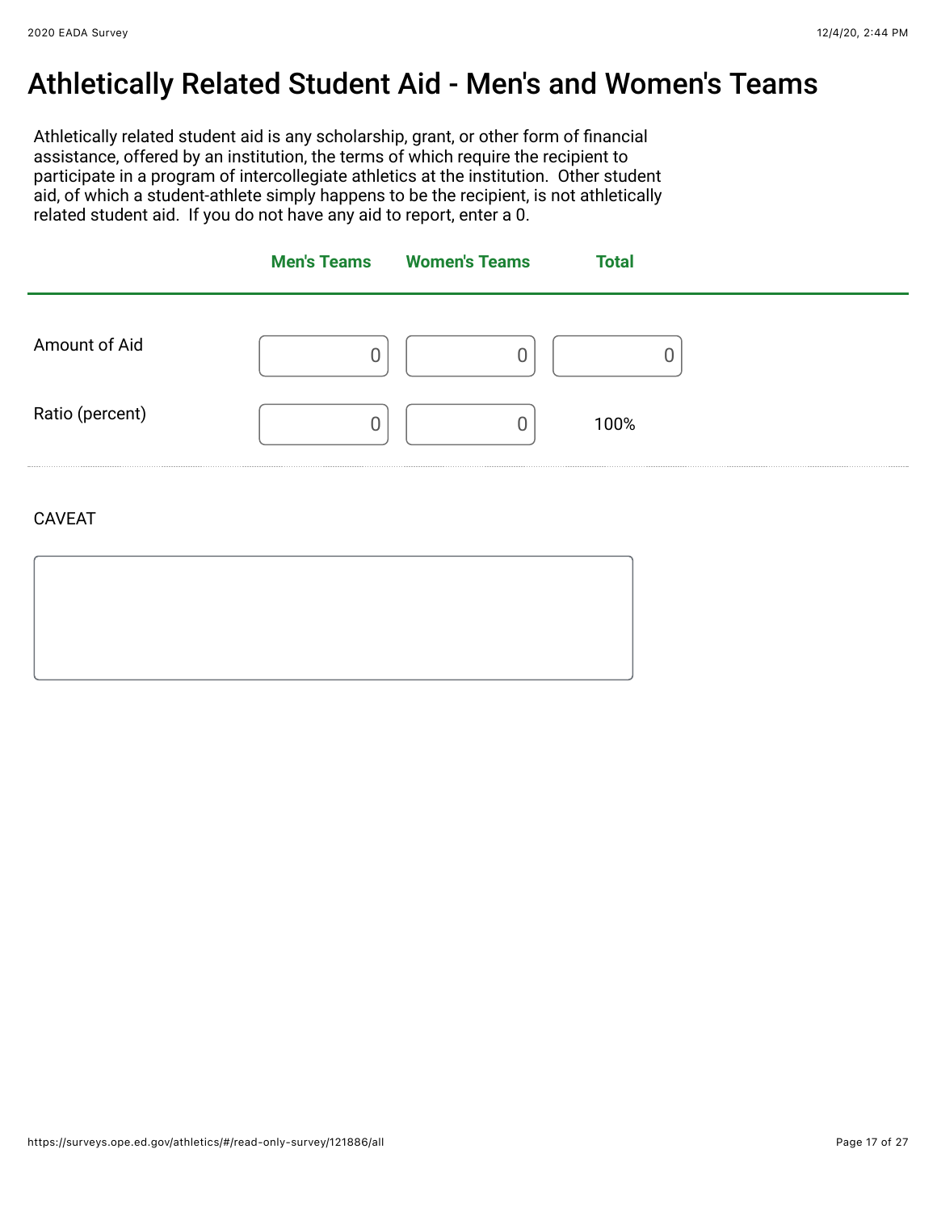# Athletically Related Student Aid - Men's and Women's Teams

Athletically related student aid is any scholarship, grant, or other form of financial assistance, offered by an institution, the terms of which require the recipient to participate in a program of intercollegiate athletics at the institution. Other student aid, of which a student-athlete simply happens to be the recipient, is not athletically related student aid. If you do not have any aid to report, enter a 0.

| | Men's Teams | Women's Teams | Total |
|---|---|---|---|
| Amount of Aid | 0 | 0 | 0 |
| Ratio (percent) | 0 | 0 | 100% |

CAVEAT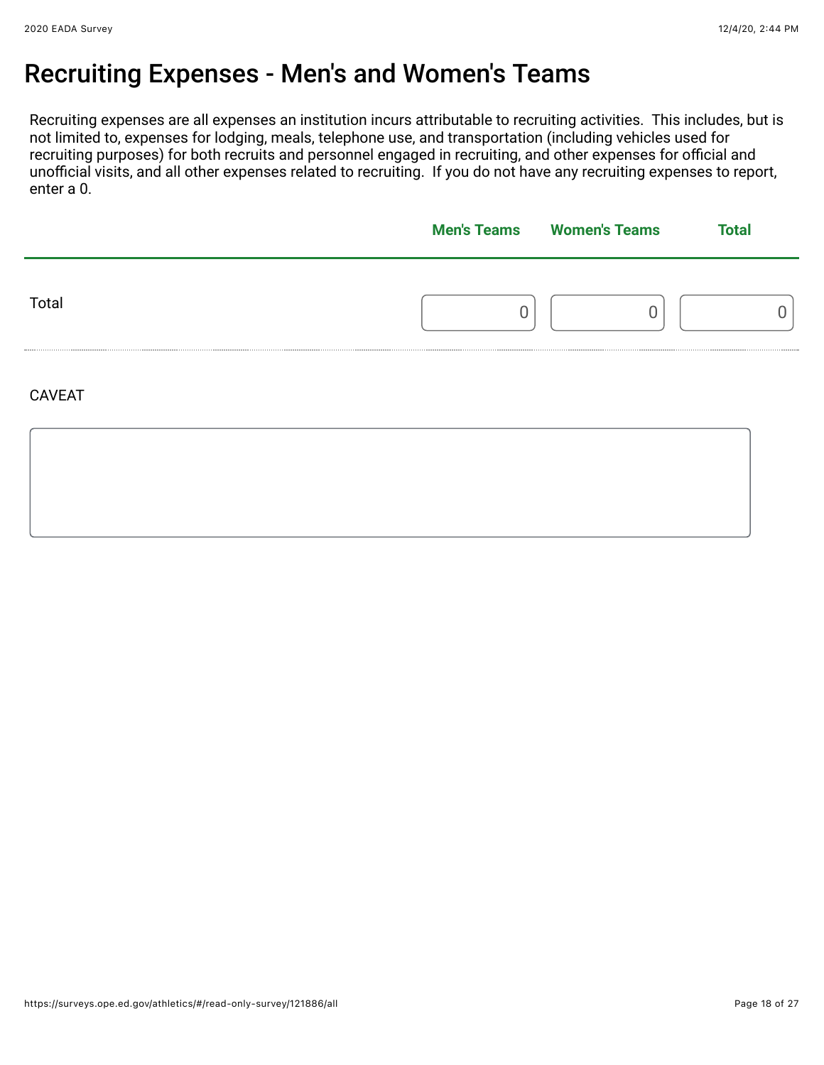# Recruiting Expenses - Men's and Women's Teams

Recruiting expenses are all expenses an institution incurs attributable to recruiting activities. This includes, but is not limited to, expenses for lodging, meals, telephone use, and transportation (including vehicles used for recruiting purposes) for both recruits and personnel engaged in recruiting, and other expenses for official and unofficial visits, and all other expenses related to recruiting. If you do not have any recruiting expenses to report, enter a 0.

| | Men's Teams | Women's Teams | Total |
|---|---|---|---|
| Total | 0 | 0 | 0 |

CAVEAT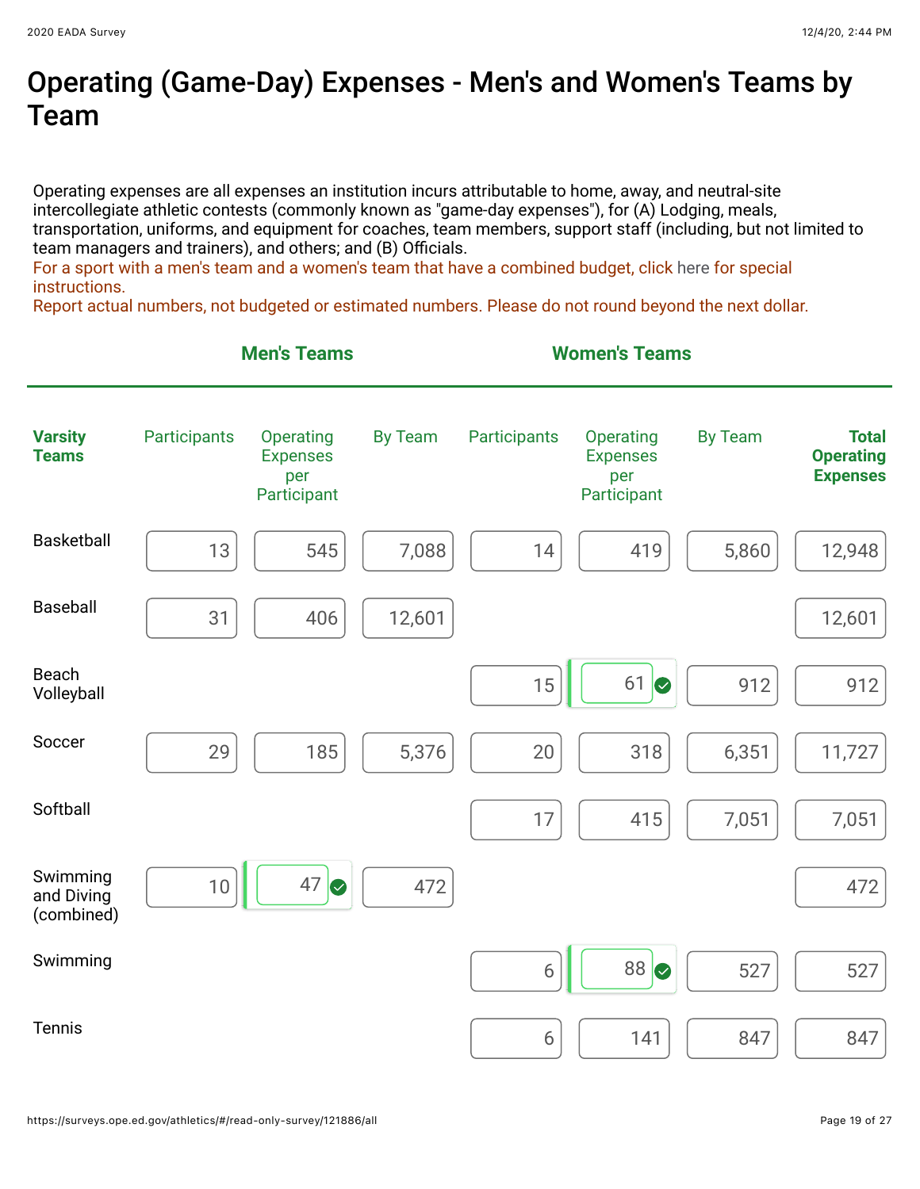# Operating (Game-Day) Expenses - Men's and Women's Teams by Team

Operating expenses are all expenses an institution incurs attributable to home, away, and neutral-site intercollegiate athletic contests (commonly known as "game-day expenses"), for (A) Lodging, meals, transportation, uniforms, and equipment for coaches, team members, support staff (including, but not limited to team managers and trainers), and others; and (B) Officials.
For a sport with a men's team and a women's team that have a combined budget, click here for special instructions.
Report actual numbers, not budgeted or estimated numbers. Please do not round beyond the next dollar.

| | Men's Teams | | | Women's Teams | | | |
|---|---|---|---|---|---|---|---|
| **Varsity Teams** | Participants | Operating Expenses per Participant | By Team | Participants | Operating Expenses per Participant | By Team | **Total Operating Expenses** |
| Basketball | 13 | 545 | 7,088 | 14 | 419 | 5,860 | 12,948 |
| Baseball | 31 | 406 | 12,601 | | | | 12,601 |
| Beach Volleyball | | | | 15 | 61 | 912 | 912 |
| Soccer | 29 | 185 | 5,376 | 20 | 318 | 6,351 | 11,727 |
| Softball | | | | 17 | 415 | 7,051 | 7,051 |
| Swimming and Diving (combined) | 10 | 47 | 472 | | | | 472 |
| Swimming | | | | 6 | 88 | 527 | 527 |
| Tennis | | | | 6 | 141 | 847 | 847 |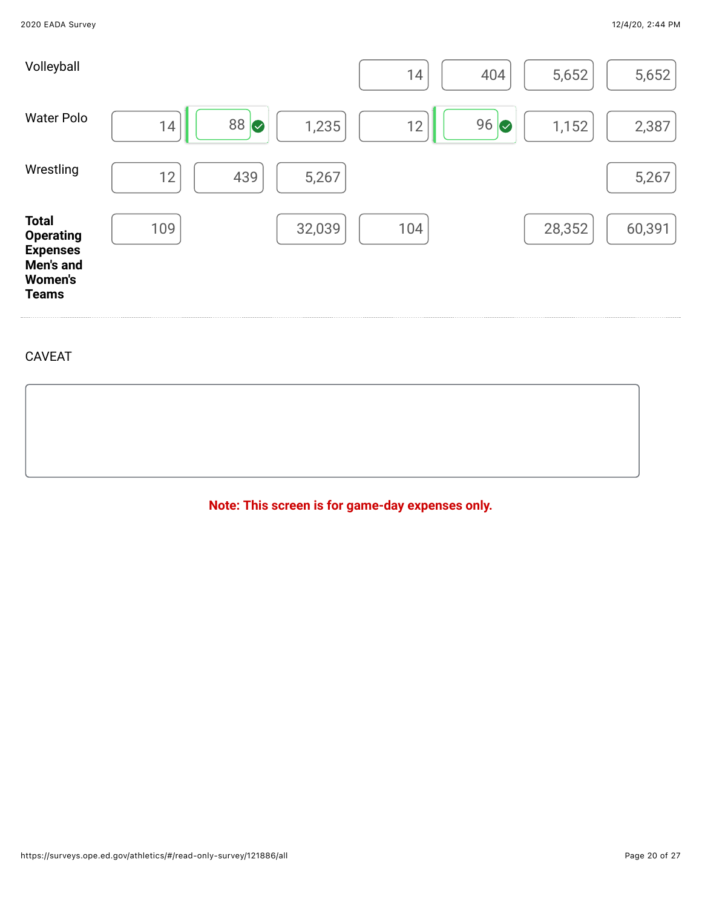| | | | | | | | |
|---|---|---|---|---|---|---|---|
| Volleyball | | | | 14 | 404 | 5,652 | 5,652 |
| Water Polo | 14 | 88 | 1,235 | 12 | 96 | 1,152 | 2,387 |
| Wrestling | 12 | 439 | 5,267 | | | | 5,267 |
| **Total Operating Expenses Men's and Women's Teams** | 109 | | 32,039 | 104 | | 28,352 | 60,391 |

CAVEAT

**Note: This screen is for game-day expenses only.**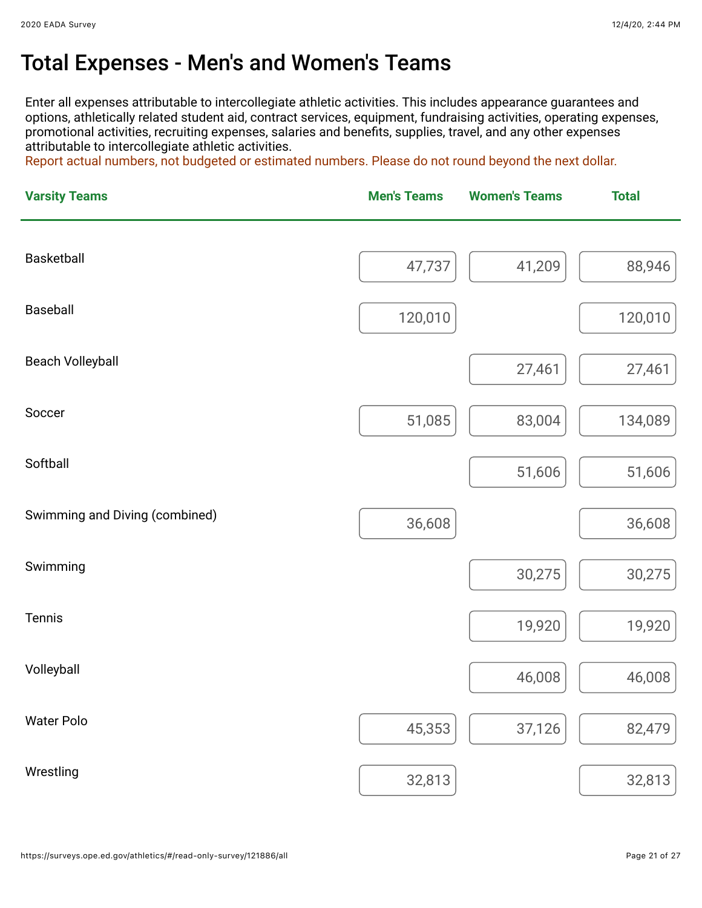# Total Expenses - Men's and Women's Teams

Enter all expenses attributable to intercollegiate athletic activities. This includes appearance guarantees and options, athletically related student aid, contract services, equipment, fundraising activities, operating expenses, promotional activities, recruiting expenses, salaries and benefits, supplies, travel, and any other expenses attributable to intercollegiate athletic activities.
Report actual numbers, not budgeted or estimated numbers. Please do not round beyond the next dollar.

| Varsity Teams | Men's Teams | Women's Teams | Total |
|---|---|---|---|
| Basketball | 47,737 | 41,209 | 88,946 |
| Baseball | 120,010 | | 120,010 |
| Beach Volleyball | | 27,461 | 27,461 |
| Soccer | 51,085 | 83,004 | 134,089 |
| Softball | | 51,606 | 51,606 |
| Swimming and Diving (combined) | 36,608 | | 36,608 |
| Swimming | | 30,275 | 30,275 |
| Tennis | | 19,920 | 19,920 |
| Volleyball | | 46,008 | 46,008 |
| Water Polo | 45,353 | 37,126 | 82,479 |
| Wrestling | 32,813 | | 32,813 |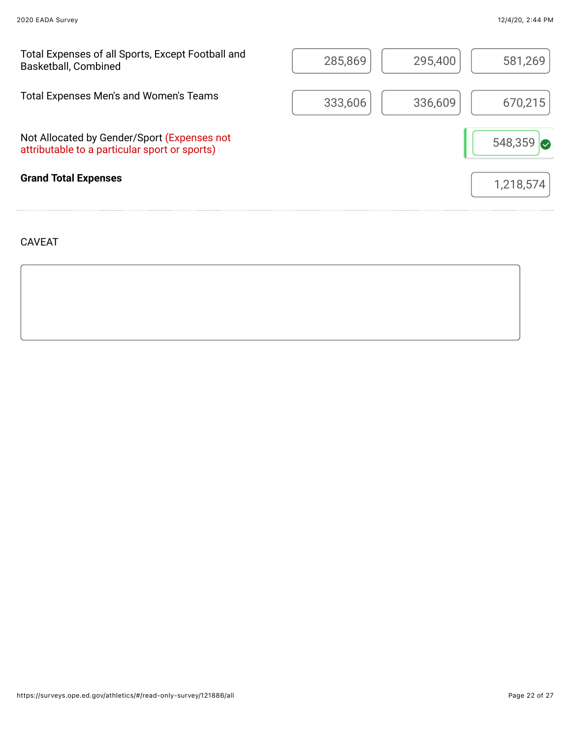| | | | |
|---|---|---|---|
| Total Expenses of all Sports, Except Football and Basketball, Combined | 285,869 | 295,400 | 581,269 |
| Total Expenses Men's and Women's Teams | 333,606 | 336,609 | 670,215 |
| Not Allocated by Gender/Sport (Expenses not attributable to a particular sport or sports) | | | 548,359 |
| **Grand Total Expenses** | | | 1,218,574 |

CAVEAT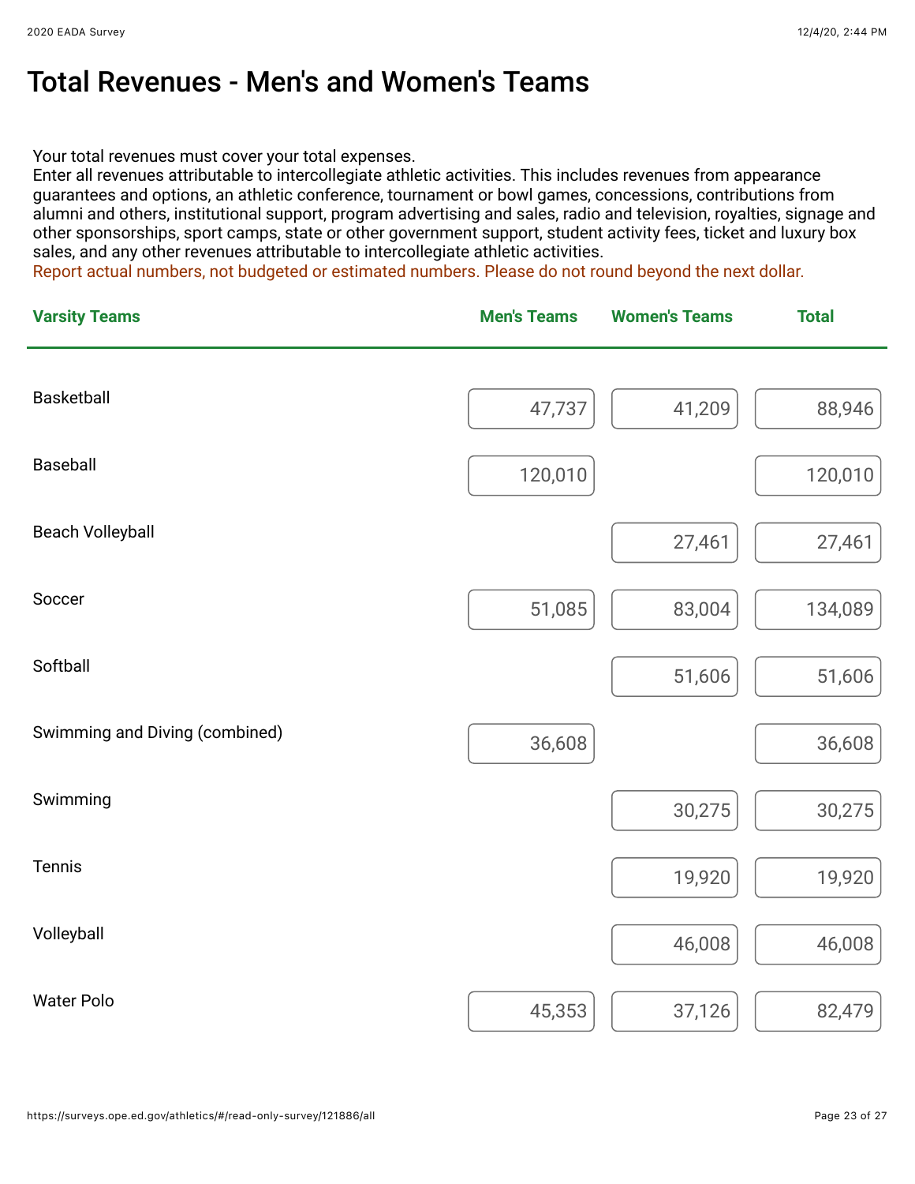# Total Revenues - Men's and Women's Teams

Your total revenues must cover your total expenses.
Enter all revenues attributable to intercollegiate athletic activities. This includes revenues from appearance guarantees and options, an athletic conference, tournament or bowl games, concessions, contributions from alumni and others, institutional support, program advertising and sales, radio and television, royalties, signage and other sponsorships, sport camps, state or other government support, student activity fees, ticket and luxury box sales, and any other revenues attributable to intercollegiate athletic activities.
Report actual numbers, not budgeted or estimated numbers. Please do not round beyond the next dollar.

| Varsity Teams | Men's Teams | Women's Teams | Total |
|---|---|---|---|
| Basketball | 47,737 | 41,209 | 88,946 |
| Baseball | 120,010 | | 120,010 |
| Beach Volleyball | | 27,461 | 27,461 |
| Soccer | 51,085 | 83,004 | 134,089 |
| Softball | | 51,606 | 51,606 |
| Swimming and Diving (combined) | 36,608 | | 36,608 |
| Swimming | | 30,275 | 30,275 |
| Tennis | | 19,920 | 19,920 |
| Volleyball | | 46,008 | 46,008 |
| Water Polo | 45,353 | 37,126 | 82,479 |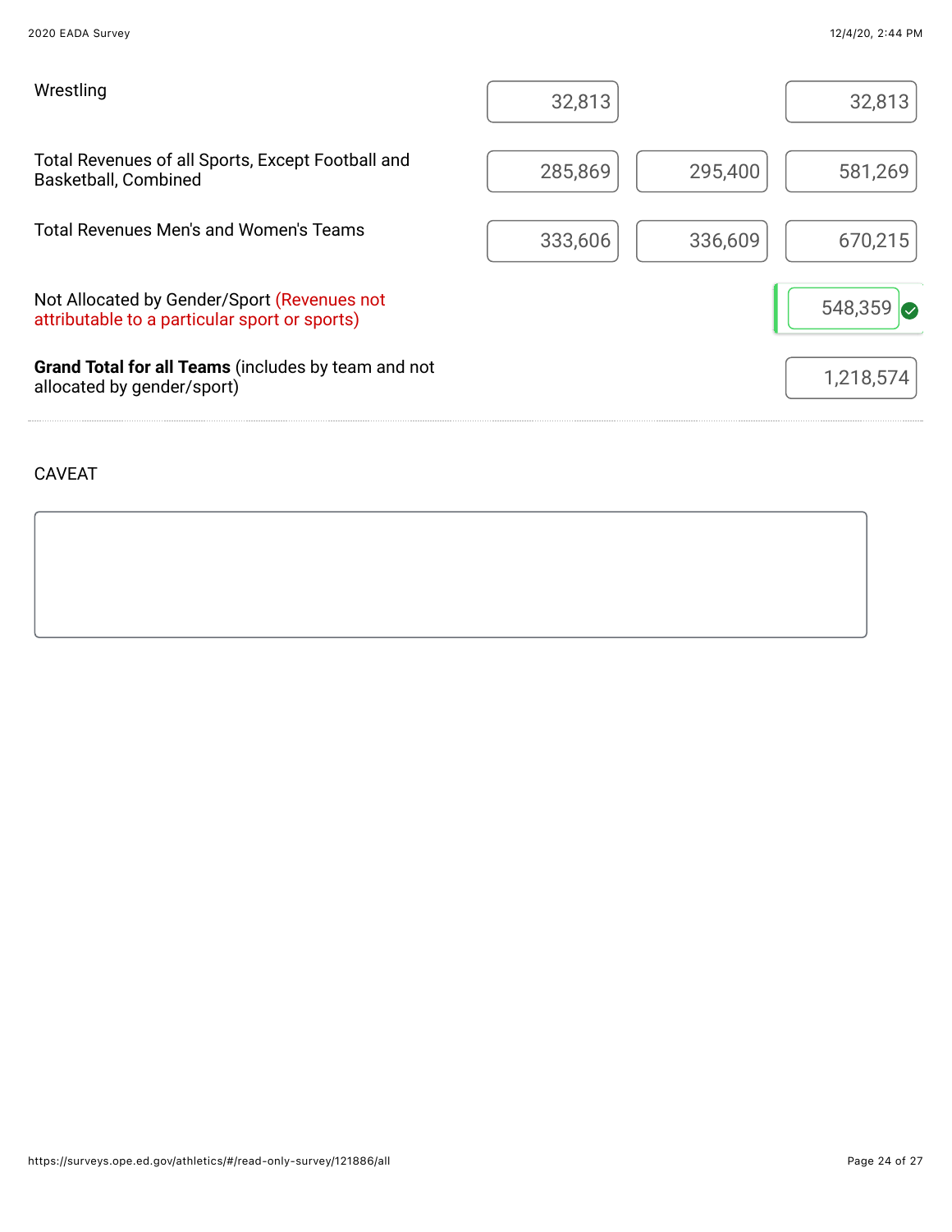| | | | |
|---|---|---|---|
| Wrestling | 32,813 | | 32,813 |
| Total Revenues of all Sports, Except Football and Basketball, Combined | 285,869 | 295,400 | 581,269 |
| Total Revenues Men's and Women's Teams | 333,606 | 336,609 | 670,215 |
| Not Allocated by Gender/Sport (Revenues not attributable to a particular sport or sports) | | | 548,359 |
| **Grand Total for all Teams** (includes by team and not allocated by gender/sport) | | | 1,218,574 |

CAVEAT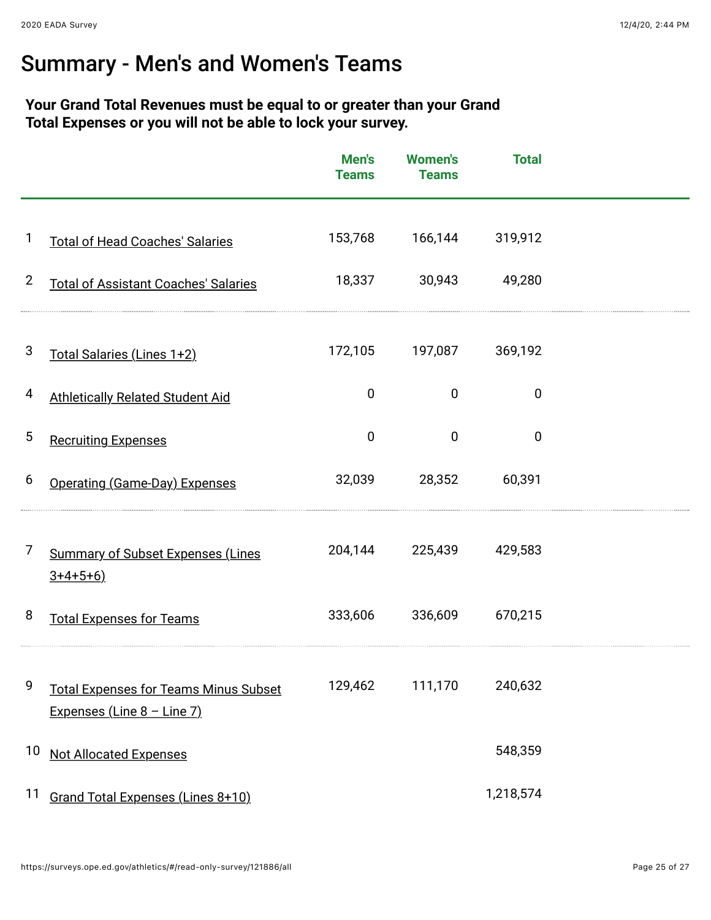# Summary - Men's and Women's Teams

**Your Grand Total Revenues must be equal to or greater than your Grand Total Expenses or you will not be able to lock your survey.**

| | | Men's Teams | Women's Teams | Total |
|---|---|---|---|---|
| 1 | Total of Head Coaches' Salaries | 153,768 | 166,144 | 319,912 |
| 2 | Total of Assistant Coaches' Salaries | 18,337 | 30,943 | 49,280 |
| 3 | Total Salaries (Lines 1+2) | 172,105 | 197,087 | 369,192 |
| 4 | Athletically Related Student Aid | 0 | 0 | 0 |
| 5 | Recruiting Expenses | 0 | 0 | 0 |
| 6 | Operating (Game-Day) Expenses | 32,039 | 28,352 | 60,391 |
| 7 | Summary of Subset Expenses (Lines 3+4+5+6) | 204,144 | 225,439 | 429,583 |
| 8 | Total Expenses for Teams | 333,606 | 336,609 | 670,215 |
| 9 | Total Expenses for Teams Minus Subset Expenses (Line 8 – Line 7) | 129,462 | 111,170 | 240,632 |
| 10 | Not Allocated Expenses | | | 548,359 |
| 11 | Grand Total Expenses (Lines 8+10) | | | 1,218,574 |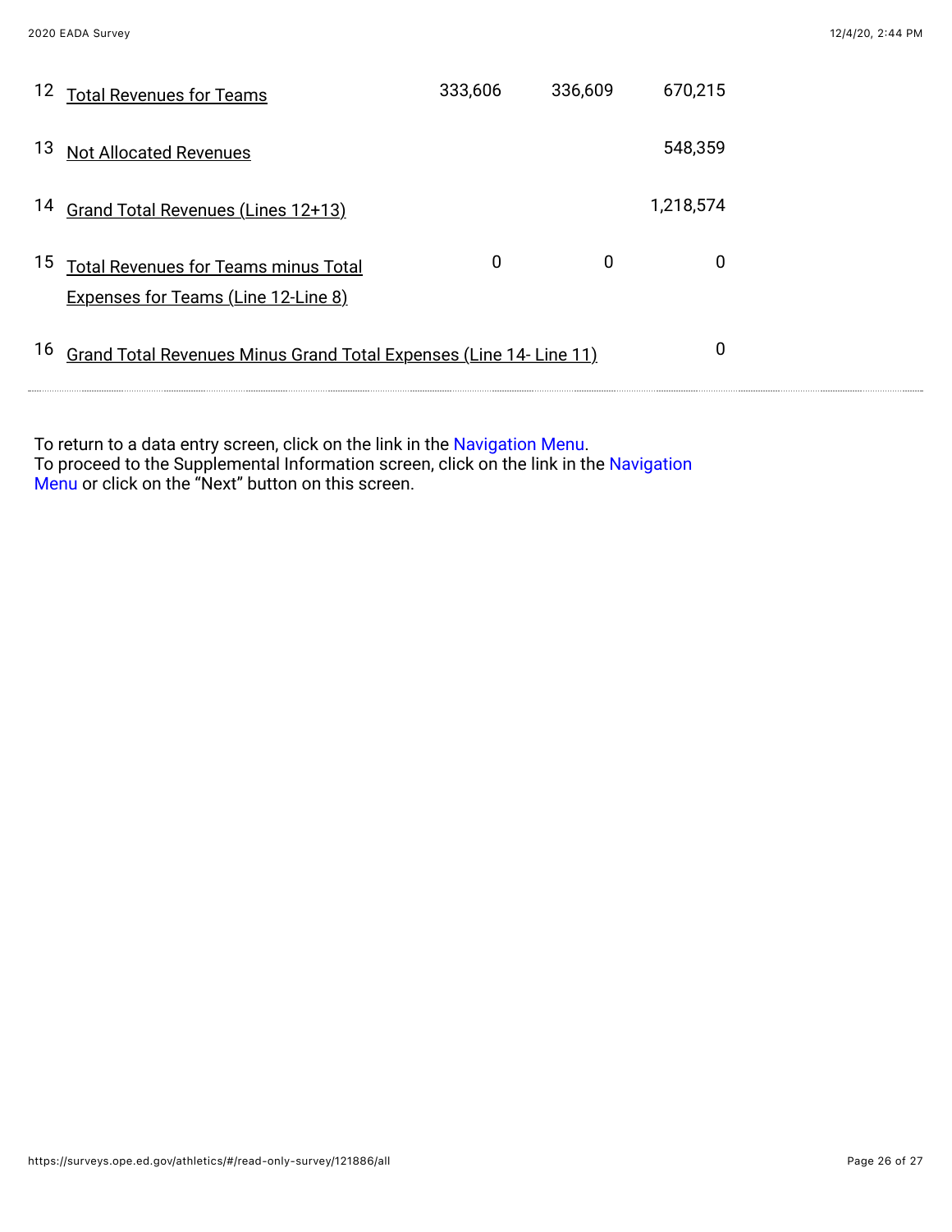| | | | | |
|---|---|---|---|---|
| 12 | Total Revenues for Teams | 333,606 | 336,609 | 670,215 |
| 13 | Not Allocated Revenues | | | 548,359 |
| 14 | Grand Total Revenues (Lines 12+13) | | | 1,218,574 |
| 15 | Total Revenues for Teams minus Total Expenses for Teams (Line 12-Line 8) | 0 | 0 | 0 |
| 16 | Grand Total Revenues Minus Grand Total Expenses (Line 14- Line 11) | | | 0 |

To return to a data entry screen, click on the link in the Navigation Menu.
To proceed to the Supplemental Information screen, click on the link in the Navigation Menu or click on the “Next” button on this screen.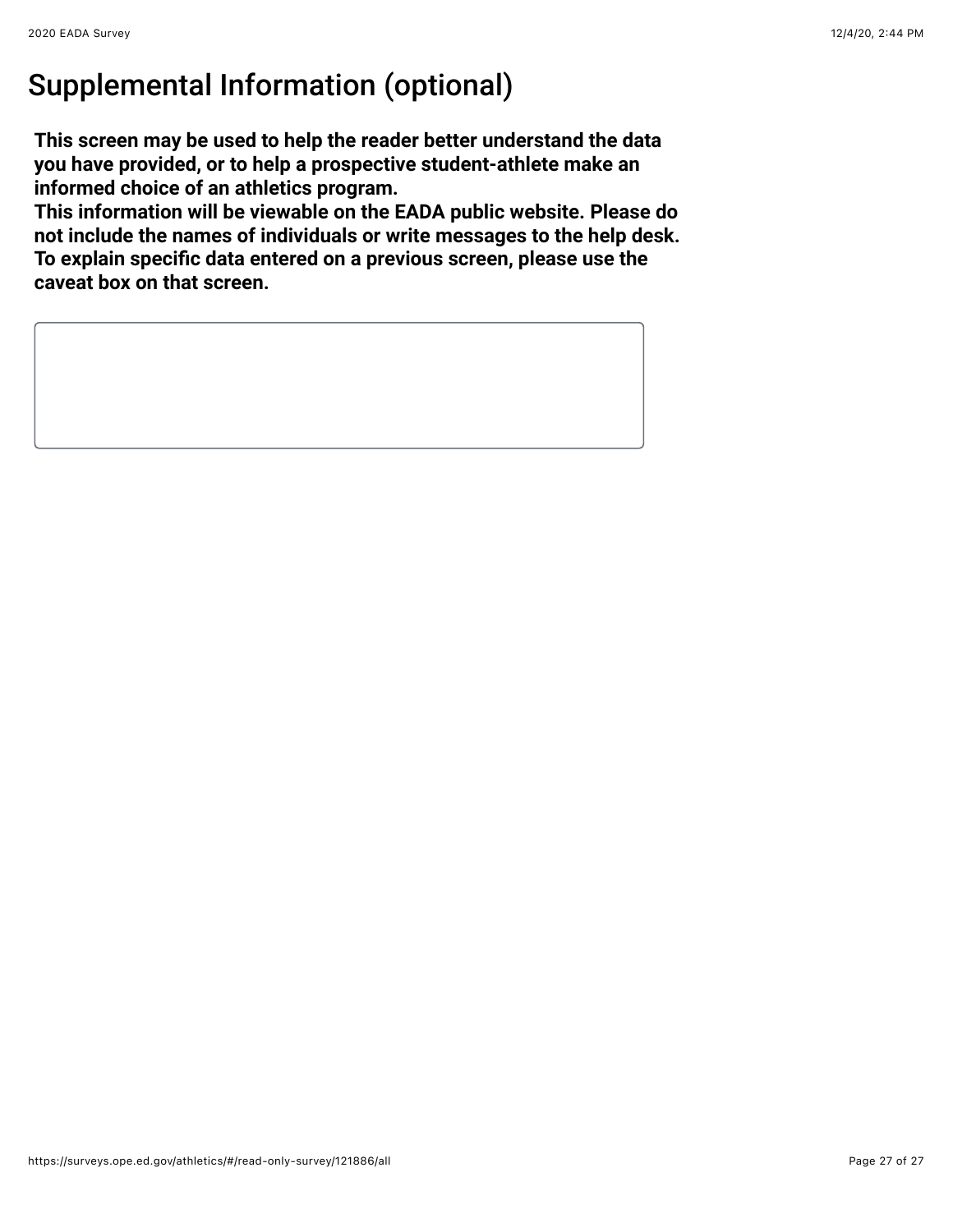# Supplemental Information (optional)

**This screen may be used to help the reader better understand the data you have provided, or to help a prospective student-athlete make an informed choice of an athletics program.**
**This information will be viewable on the EADA public website. Please do not include the names of individuals or write messages to the help desk. To explain specific data entered on a previous screen, please use the caveat box on that screen.**